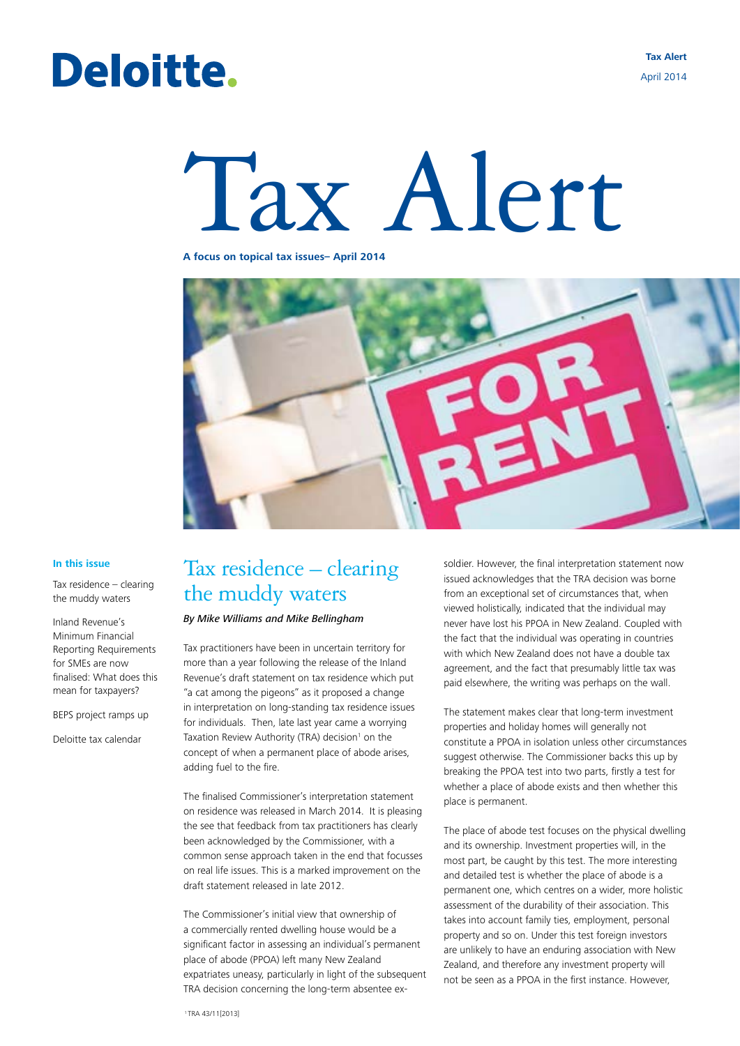# Tax Alert

**A focus on topical tax issues– April 2014**

**In this issue**

- Tax residence – clearing the muddy waters
- Inland Revenue's Minimum Financial Reporting Requirements for SMEs are now finalised: What does this mean for taxpayers?
- BEPS project ramps up
- Deloitte tax calendar

## Tax residence – clearing the muddy waters

*By Mike Williams and Mike Bellingham*

Tax practitioners have been in uncertain territory for more than a year following the release of the Inland Revenue's draft statement on tax residence which put "a cat among the pigeons" as it proposed a change in interpretation on long-standing tax residence issues for individuals. Then, late last year came a worrying Taxation Review Authority (TRA) decision[1] on the concept of when a permanent place of abode arises, adding fuel to the fire.

The finalised Commissioner's interpretation statement on residence was released in March 2014. It is pleasing the see that feedback from tax practitioners has clearly been acknowledged by the Commissioner, with a common sense approach taken in the end that focusses on real life issues. This is a marked improvement on the draft statement released in late 2012.

The Commissioner's initial view that ownership of a commercially rented dwelling house would be a significant factor in assessing an individual's permanent place of abode (PPOA) left many New Zealand expatriates uneasy, particularly in light of the subsequent TRA decision concerning the long-term absentee ex-soldier. However, the final interpretation statement now issued acknowledges that the TRA decision was borne from an exceptional set of circumstances that, when viewed holistically, indicated that the individual may never have lost his PPOA in New Zealand. Coupled with the fact that the individual was operating in countries with which New Zealand does not have a double tax agreement, and the fact that presumably little tax was paid elsewhere, the writing was perhaps on the wall.

The statement makes clear that long-term investment properties and holiday homes will generally not constitute a PPOA in isolation unless other circumstances suggest otherwise. The Commissioner backs this up by breaking the PPOA test into two parts, firstly a test for whether a place of abode exists and then whether this place is permanent.

The place of abode test focuses on the physical dwelling and its ownership. Investment properties will, in the most part, be caught by this test. The more interesting and detailed test is whether the place of abode is a permanent one, which centres on a wider, more holistic assessment of the durability of their association. This takes into account family ties, employment, personal property and so on. Under this test foreign investors are unlikely to have an enduring association with New Zealand, and therefore any investment property will not be seen as a PPOA in the first instance. However,

[1] TRA 43/11[2013]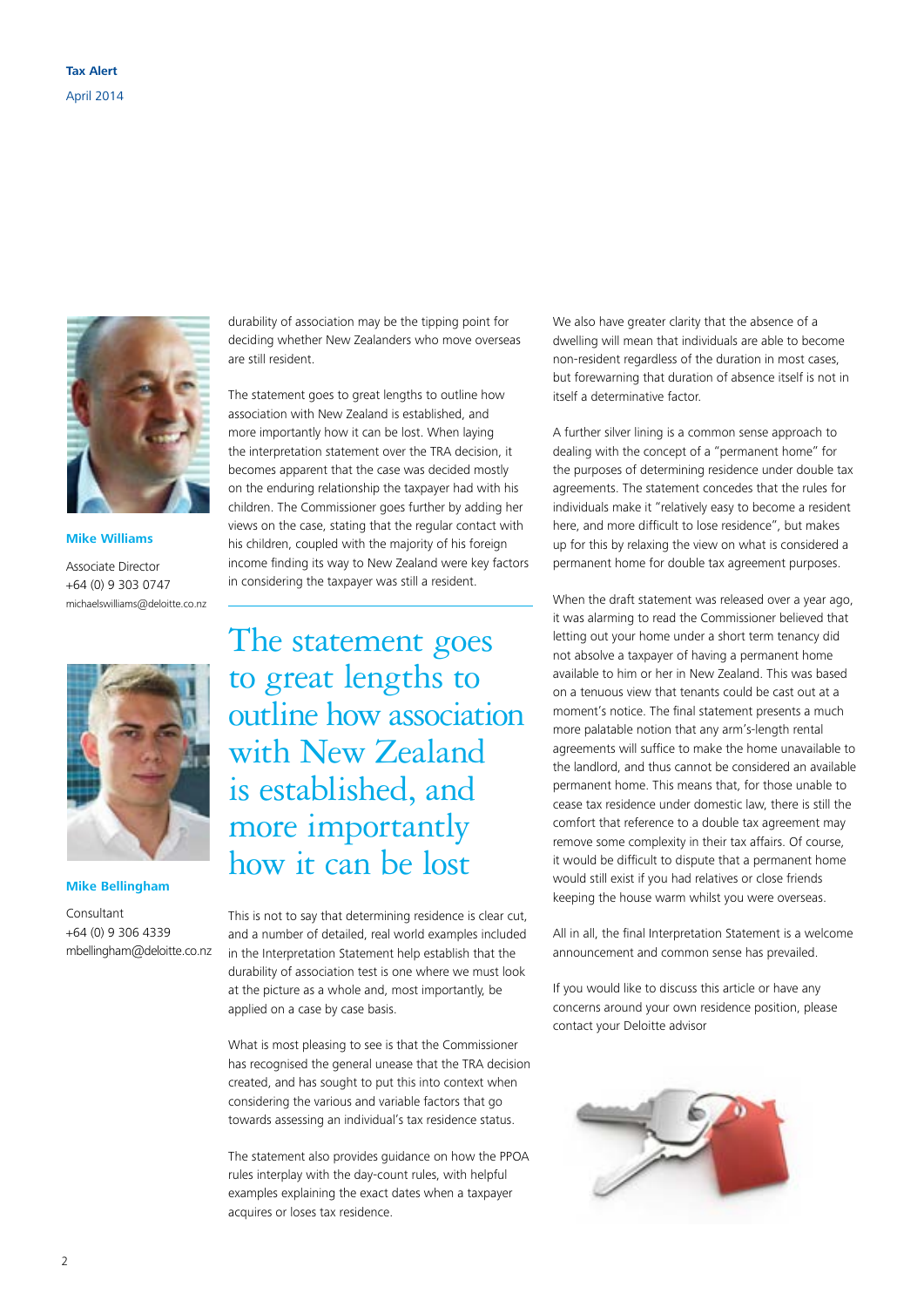**Mike Williams**

Associate Director
+64 (0) 9 303 0747
michaelswilliams@deloitte.co.nz

**Mike Bellingham**

Consultant
+64 (0) 9 306 4339
mbellingham@deloitte.co.nz

durability of association may be the tipping point for deciding whether New Zealanders who move overseas are still resident.

The statement goes to great lengths to outline how association with New Zealand is established, and more importantly how it can be lost. When laying the interpretation statement over the TRA decision, it becomes apparent that the case was decided mostly on the enduring relationship the taxpayer had with his children. The Commissioner goes further by adding her views on the case, stating that the regular contact with his children, coupled with the majority of his foreign income finding its way to New Zealand were key factors in considering the taxpayer was still a resident.

> The statement goes to great lengths to outline how association with New Zealand is established, and more importantly how it can be lost

This is not to say that determining residence is clear cut, and a number of detailed, real world examples included in the Interpretation Statement help establish that the durability of association test is one where we must look at the picture as a whole and, most importantly, be applied on a case by case basis.

What is most pleasing to see is that the Commissioner has recognised the general unease that the TRA decision created, and has sought to put this into context when considering the various and variable factors that go towards assessing an individual's tax residence status.

The statement also provides guidance on how the PPOA rules interplay with the day-count rules, with helpful examples explaining the exact dates when a taxpayer acquires or loses tax residence.

We also have greater clarity that the absence of a dwelling will mean that individuals are able to become non-resident regardless of the duration in most cases, but forewarning that duration of absence itself is not in itself a determinative factor.

A further silver lining is a common sense approach to dealing with the concept of a "permanent home" for the purposes of determining residence under double tax agreements. The statement concedes that the rules for individuals make it "relatively easy to become a resident here, and more difficult to lose residence", but makes up for this by relaxing the view on what is considered a permanent home for double tax agreement purposes.

When the draft statement was released over a year ago, it was alarming to read the Commissioner believed that letting out your home under a short term tenancy did not absolve a taxpayer of having a permanent home available to him or her in New Zealand. This was based on a tenuous view that tenants could be cast out at a moment's notice. The final statement presents a much more palatable notion that any arm's-length rental agreements will suffice to make the home unavailable to the landlord, and thus cannot be considered an available permanent home. This means that, for those unable to cease tax residence under domestic law, there is still the comfort that reference to a double tax agreement may remove some complexity in their tax affairs. Of course, it would be difficult to dispute that a permanent home would still exist if you had relatives or close friends keeping the house warm whilst you were overseas.

All in all, the final Interpretation Statement is a welcome announcement and common sense has prevailed.

If you would like to discuss this article or have any concerns around your own residence position, please contact your Deloitte advisor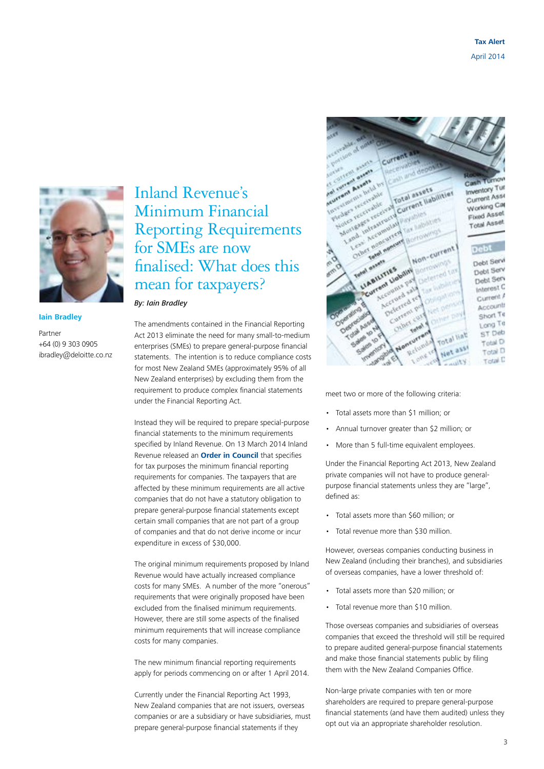# Inland Revenue's Minimum Financial Reporting Requirements for SMEs are now finalised: What does this mean for taxpayers?

*By: Iain Bradley*

**Iain Bradley**

Partner
+64 (0) 9 303 0905
ibradley@deloitte.co.nz

The amendments contained in the Financial Reporting Act 2013 eliminate the need for many small-to-medium enterprises (SMEs) to prepare general-purpose financial statements. The intention is to reduce compliance costs for most New Zealand SMEs (approximately 95% of all New Zealand enterprises) by excluding them from the requirement to produce complex financial statements under the Financial Reporting Act.

Instead they will be required to prepare special-purpose financial statements to the minimum requirements specified by Inland Revenue. On 13 March 2014 Inland Revenue released an **Order in Council** that specifies for tax purposes the minimum financial reporting requirements for companies. The taxpayers that are affected by these minimum requirements are all active companies that do not have a statutory obligation to prepare general-purpose financial statements except certain small companies that are not part of a group of companies and that do not derive income or incur expenditure in excess of $30,000.

The original minimum requirements proposed by Inland Revenue would have actually increased compliance costs for many SMEs. A number of the more "onerous" requirements that were originally proposed have been excluded from the finalised minimum requirements. However, there are still some aspects of the finalised minimum requirements that will increase compliance costs for many companies.

The new minimum financial reporting requirements apply for periods commencing on or after 1 April 2014.

Currently under the Financial Reporting Act 1993, New Zealand companies that are not issuers, overseas companies or are a subsidiary or have subsidiaries, must prepare general-purpose financial statements if they meet two or more of the following criteria:

- Total assets more than $1 million; or
- Annual turnover greater than $2 million; or
- More than 5 full-time equivalent employees.

Under the Financial Reporting Act 2013, New Zealand private companies will not have to produce general-purpose financial statements unless they are "large", defined as:

- Total assets more than $60 million; or
- Total revenue more than $30 million.

However, overseas companies conducting business in New Zealand (including their branches), and subsidiaries of overseas companies, have a lower threshold of:

- Total assets more than $20 million; or
- Total revenue more than $10 million.

Those overseas companies and subsidiaries of overseas companies that exceed the threshold will still be required to prepare audited general-purpose financial statements and make those financial statements public by filing them with the New Zealand Companies Office.

Non-large private companies with ten or more shareholders are required to prepare general-purpose financial statements (and have them audited) unless they opt out via an appropriate shareholder resolution.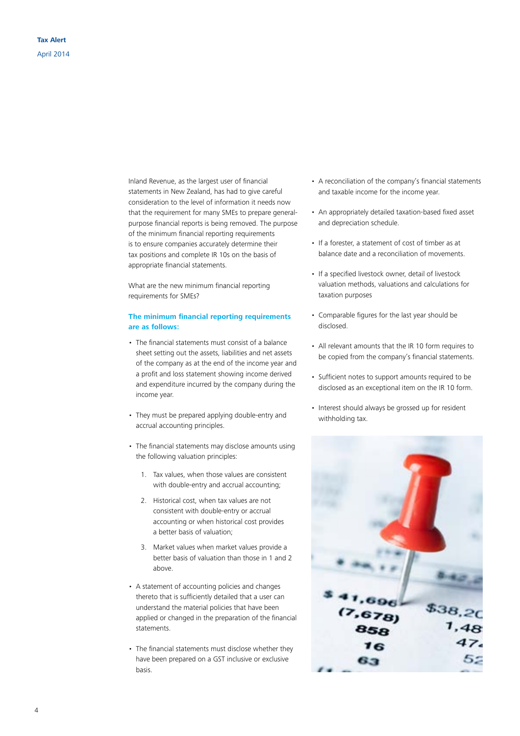Inland Revenue, as the largest user of financial statements in New Zealand, has had to give careful consideration to the level of information it needs now that the requirement for many SMEs to prepare general-purpose financial reports is being removed. The purpose of the minimum financial reporting requirements is to ensure companies accurately determine their tax positions and complete IR 10s on the basis of appropriate financial statements.

What are the new minimum financial reporting requirements for SMEs?

### The minimum financial reporting requirements are as follows:

- The financial statements must consist of a balance sheet setting out the assets, liabilities and net assets of the company as at the end of the income year and a profit and loss statement showing income derived and expenditure incurred by the company during the income year.
- They must be prepared applying double-entry and accrual accounting principles.
- The financial statements may disclose amounts using the following valuation principles:
  1. Tax values, when those values are consistent with double-entry and accrual accounting;
  2. Historical cost, when tax values are not consistent with double-entry or accrual accounting or when historical cost provides a better basis of valuation;
  3. Market values when market values provide a better basis of valuation than those in 1 and 2 above.
- A statement of accounting policies and changes thereto that is sufficiently detailed that a user can understand the material policies that have been applied or changed in the preparation of the financial statements.
- The financial statements must disclose whether they have been prepared on a GST inclusive or exclusive basis.
- A reconciliation of the company's financial statements and taxable income for the income year.
- An appropriately detailed taxation-based fixed asset and depreciation schedule.
- If a forester, a statement of cost of timber as at balance date and a reconciliation of movements.
- If a specified livestock owner, detail of livestock valuation methods, valuations and calculations for taxation purposes
- Comparable figures for the last year should be disclosed.
- All relevant amounts that the IR 10 form requires to be copied from the company's financial statements.
- Sufficient notes to support amounts required to be disclosed as an exceptional item on the IR 10 form.
- Interest should always be grossed up for resident withholding tax.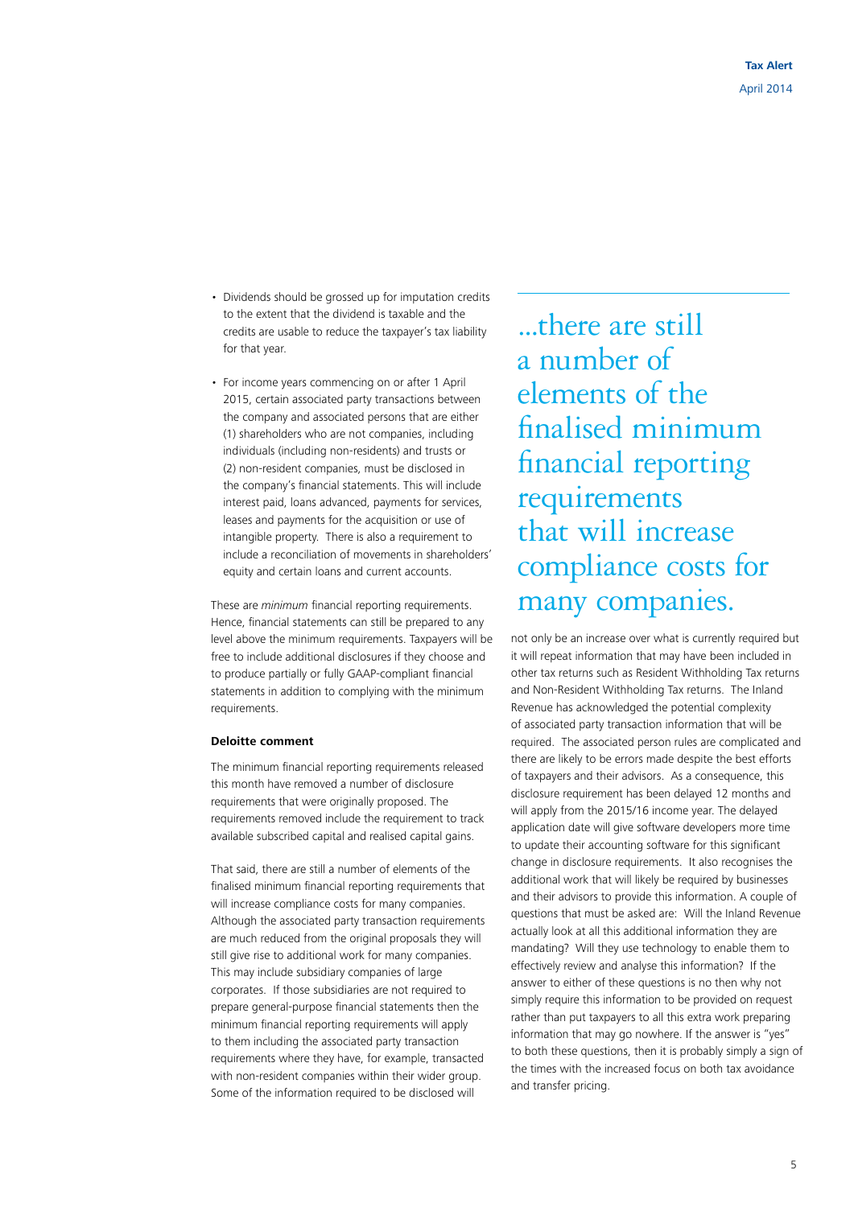- Dividends should be grossed up for imputation credits to the extent that the dividend is taxable and the credits are usable to reduce the taxpayer's tax liability for that year.

- For income years commencing on or after 1 April 2015, certain associated party transactions between the company and associated persons that are either (1) shareholders who are not companies, including individuals (including non-residents) and trusts or (2) non-resident companies, must be disclosed in the company's financial statements. This will include interest paid, loans advanced, payments for services, leases and payments for the acquisition or use of intangible property. There is also a requirement to include a reconciliation of movements in shareholders' equity and certain loans and current accounts.

These are *minimum* financial reporting requirements. Hence, financial statements can still be prepared to any level above the minimum requirements. Taxpayers will be free to include additional disclosures if they choose and to produce partially or fully GAAP-compliant financial statements in addition to complying with the minimum requirements.

**Deloitte comment**

The minimum financial reporting requirements released this month have removed a number of disclosure requirements that were originally proposed. The requirements removed include the requirement to track available subscribed capital and realised capital gains.

That said, there are still a number of elements of the finalised minimum financial reporting requirements that will increase compliance costs for many companies. Although the associated party transaction requirements are much reduced from the original proposals they will still give rise to additional work for many companies. This may include subsidiary companies of large corporates. If those subsidiaries are not required to prepare general-purpose financial statements then the minimum financial reporting requirements will apply to them including the associated party transaction requirements where they have, for example, transacted with non-resident companies within their wider group. Some of the information required to be disclosed will not only be an increase over what is currently required but it will repeat information that may have been included in other tax returns such as Resident Withholding Tax returns and Non-Resident Withholding Tax returns. The Inland Revenue has acknowledged the potential complexity of associated party transaction information that will be required. The associated person rules are complicated and there are likely to be errors made despite the best efforts of taxpayers and their advisors. As a consequence, this disclosure requirement has been delayed 12 months and will apply from the 2015/16 income year. The delayed application date will give software developers more time to update their accounting software for this significant change in disclosure requirements. It also recognises the additional work that will likely be required by businesses and their advisors to provide this information. A couple of questions that must be asked are: Will the Inland Revenue actually look at all this additional information they are mandating? Will they use technology to enable them to effectively review and analyse this information? If the answer to either of these questions is no then why not simply require this information to be provided on request rather than put taxpayers to all this extra work preparing information that may go nowhere. If the answer is "yes" to both these questions, then it is probably simply a sign of the times with the increased focus on both tax avoidance and transfer pricing.

> ...there are still a number of elements of the finalised minimum financial reporting requirements that will increase compliance costs for many companies.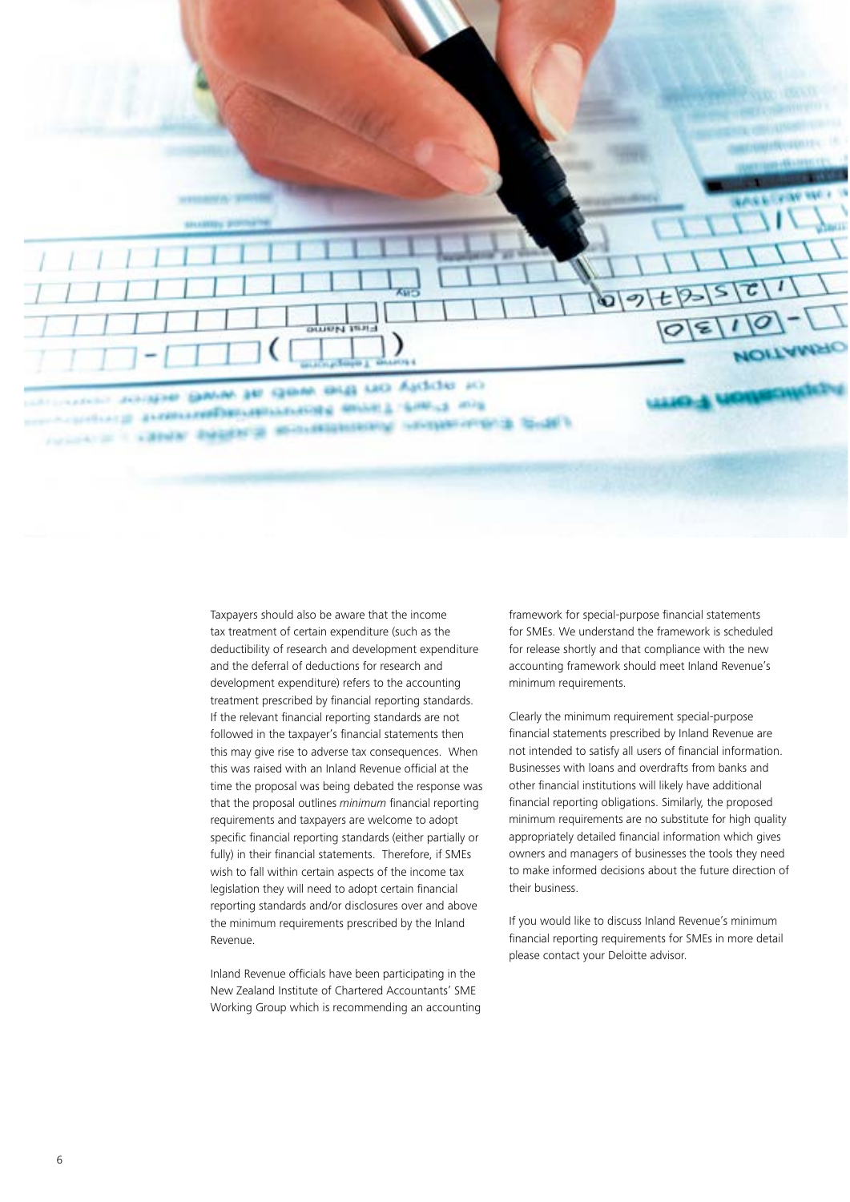Taxpayers should also be aware that the income tax treatment of certain expenditure (such as the deductibility of research and development expenditure and the deferral of deductions for research and development expenditure) refers to the accounting treatment prescribed by financial reporting standards. If the relevant financial reporting standards are not followed in the taxpayer's financial statements then this may give rise to adverse tax consequences. When this was raised with an Inland Revenue official at the time the proposal was being debated the response was that the proposal outlines *minimum* financial reporting requirements and taxpayers are welcome to adopt specific financial reporting standards (either partially or fully) in their financial statements. Therefore, if SMEs wish to fall within certain aspects of the income tax legislation they will need to adopt certain financial reporting standards and/or disclosures over and above the minimum requirements prescribed by the Inland Revenue.

Inland Revenue officials have been participating in the New Zealand Institute of Chartered Accountants' SME Working Group which is recommending an accounting framework for special-purpose financial statements for SMEs. We understand the framework is scheduled for release shortly and that compliance with the new accounting framework should meet Inland Revenue's minimum requirements.

Clearly the minimum requirement special-purpose financial statements prescribed by Inland Revenue are not intended to satisfy all users of financial information. Businesses with loans and overdrafts from banks and other financial institutions will likely have additional financial reporting obligations. Similarly, the proposed minimum requirements are no substitute for high quality appropriately detailed financial information which gives owners and managers of businesses the tools they need to make informed decisions about the future direction of their business.

If you would like to discuss Inland Revenue's minimum financial reporting requirements for SMEs in more detail please contact your Deloitte advisor.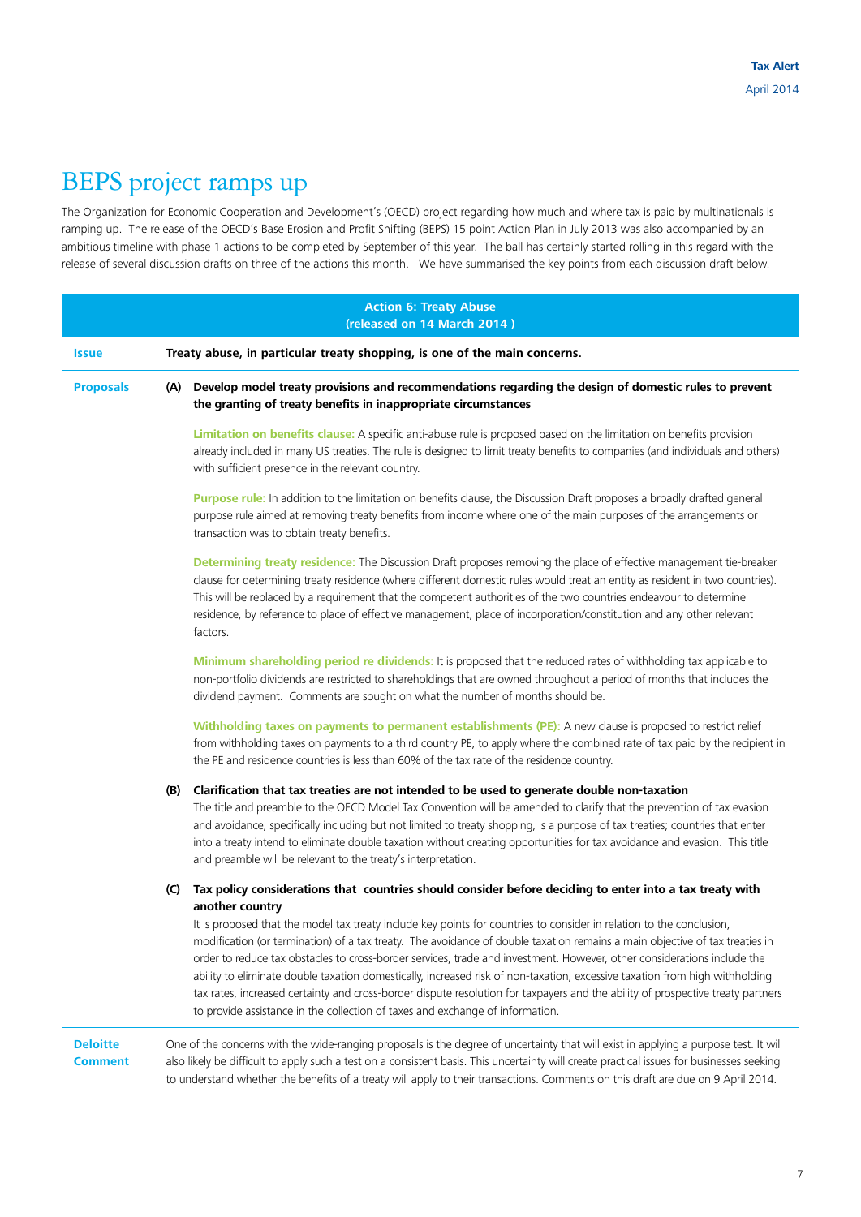# BEPS project ramps up

The Organization for Economic Cooperation and Development's (OECD) project regarding how much and where tax is paid by multinationals is ramping up. The release of the OECD's Base Erosion and Profit Shifting (BEPS) 15 point Action Plan in July 2013 was also accompanied by an ambitious timeline with phase 1 actions to be completed by September of this year. The ball has certainly started rolling in this regard with the release of several discussion drafts on three of the actions this month. We have summarised the key points from each discussion draft below.

## Action 6: Treaty Abuse
**(released on 14 March 2014 )**

**Issue**

**Treaty abuse, in particular treaty shopping, is one of the main concerns.**

**Proposals**

**(A) Develop model treaty provisions and recommendations regarding the design of domestic rules to prevent the granting of treaty benefits in inappropriate circumstances**

**Limitation on benefits clause:** A specific anti-abuse rule is proposed based on the limitation on benefits provision already included in many US treaties. The rule is designed to limit treaty benefits to companies (and individuals and others) with sufficient presence in the relevant country.

**Purpose rule:** In addition to the limitation on benefits clause, the Discussion Draft proposes a broadly drafted general purpose rule aimed at removing treaty benefits from income where one of the main purposes of the arrangements or transaction was to obtain treaty benefits.

**Determining treaty residence:** The Discussion Draft proposes removing the place of effective management tie-breaker clause for determining treaty residence (where different domestic rules would treat an entity as resident in two countries). This will be replaced by a requirement that the competent authorities of the two countries endeavour to determine residence, by reference to place of effective management, place of incorporation/constitution and any other relevant factors.

**Minimum shareholding period re dividends:** It is proposed that the reduced rates of withholding tax applicable to non-portfolio dividends are restricted to shareholdings that are owned throughout a period of months that includes the dividend payment. Comments are sought on what the number of months should be.

**Withholding taxes on payments to permanent establishments (PE):** A new clause is proposed to restrict relief from withholding taxes on payments to a third country PE, to apply where the combined rate of tax paid by the recipient in the PE and residence countries is less than 60% of the tax rate of the residence country.

**(B) Clarification that tax treaties are not intended to be used to generate double non-taxation**

The title and preamble to the OECD Model Tax Convention will be amended to clarify that the prevention of tax evasion and avoidance, specifically including but not limited to treaty shopping, is a purpose of tax treaties; countries that enter into a treaty intend to eliminate double taxation without creating opportunities for tax avoidance and evasion. This title and preamble will be relevant to the treaty's interpretation.

**(C) Tax policy considerations that countries should consider before deciding to enter into a tax treaty with another country**

It is proposed that the model tax treaty include key points for countries to consider in relation to the conclusion, modification (or termination) of a tax treaty. The avoidance of double taxation remains a main objective of tax treaties in order to reduce tax obstacles to cross-border services, trade and investment. However, other considerations include the ability to eliminate double taxation domestically, increased risk of non-taxation, excessive taxation from high withholding tax rates, increased certainty and cross-border dispute resolution for taxpayers and the ability of prospective treaty partners to provide assistance in the collection of taxes and exchange of information.

**Deloitte Comment**

One of the concerns with the wide-ranging proposals is the degree of uncertainty that will exist in applying a purpose test. It will also likely be difficult to apply such a test on a consistent basis. This uncertainty will create practical issues for businesses seeking to understand whether the benefits of a treaty will apply to their transactions. Comments on this draft are due on 9 April 2014.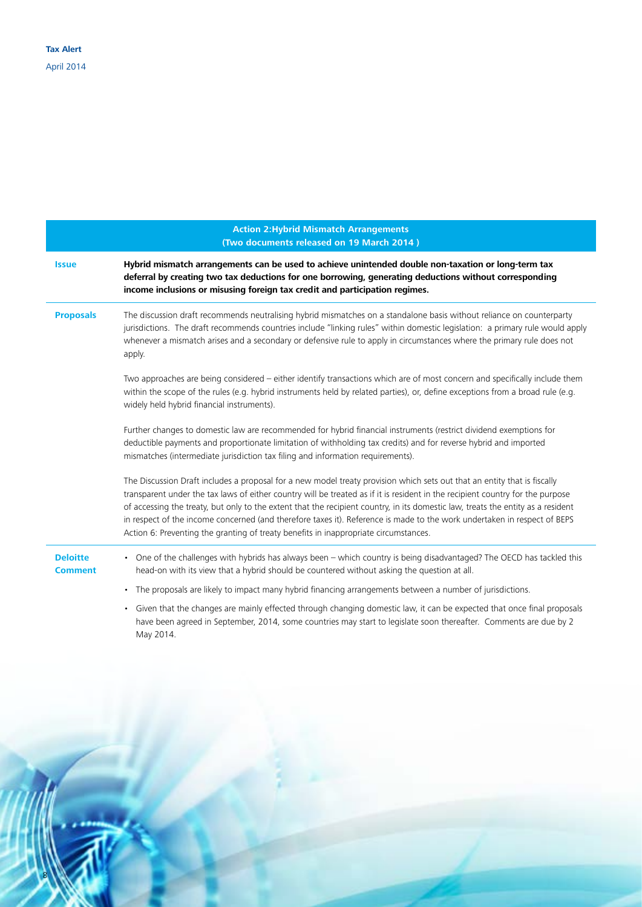| Action 2: Hybrid Mismatch Arrangements (Two documents released on 19 March 2014) | |
|---|---|
| **Issue** | **Hybrid mismatch arrangements can be used to achieve unintended double non-taxation or long-term tax deferral by creating two tax deductions for one borrowing, generating deductions without corresponding income inclusions or misusing foreign tax credit and participation regimes.** |
| **Proposals** | The discussion draft recommends neutralising hybrid mismatches on a standalone basis without reliance on counterparty jurisdictions. The draft recommends countries include "linking rules" within domestic legislation: a primary rule would apply whenever a mismatch arises and a secondary or defensive rule to apply in circumstances where the primary rule does not apply.<br><br>Two approaches are being considered – either identify transactions which are of most concern and specifically include them within the scope of the rules (e.g. hybrid instruments held by related parties), or, define exceptions from a broad rule (e.g. widely held hybrid financial instruments).<br><br>Further changes to domestic law are recommended for hybrid financial instruments (restrict dividend exemptions for deductible payments and proportionate limitation of withholding tax credits) and for reverse hybrid and imported mismatches (intermediate jurisdiction tax filing and information requirements).<br><br>The Discussion Draft includes a proposal for a new model treaty provision which sets out that an entity that is fiscally transparent under the tax laws of either country will be treated as if it is resident in the recipient country for the purpose of accessing the treaty, but only to the extent that the recipient country, in its domestic law, treats the entity as a resident in respect of the income concerned (and therefore taxes it). Reference is made to the work undertaken in respect of BEPS Action 6: Preventing the granting of treaty benefits in inappropriate circumstances. |
| **Deloitte Comment** | • One of the challenges with hybrids has always been – which country is being disadvantaged? The OECD has tackled this head-on with its view that a hybrid should be countered without asking the question at all.<br>• The proposals are likely to impact many hybrid financing arrangements between a number of jurisdictions.<br>• Given that the changes are mainly effected through changing domestic law, it can be expected that once final proposals have been agreed in September, 2014, some countries may start to legislate soon thereafter. Comments are due by 2 May 2014. |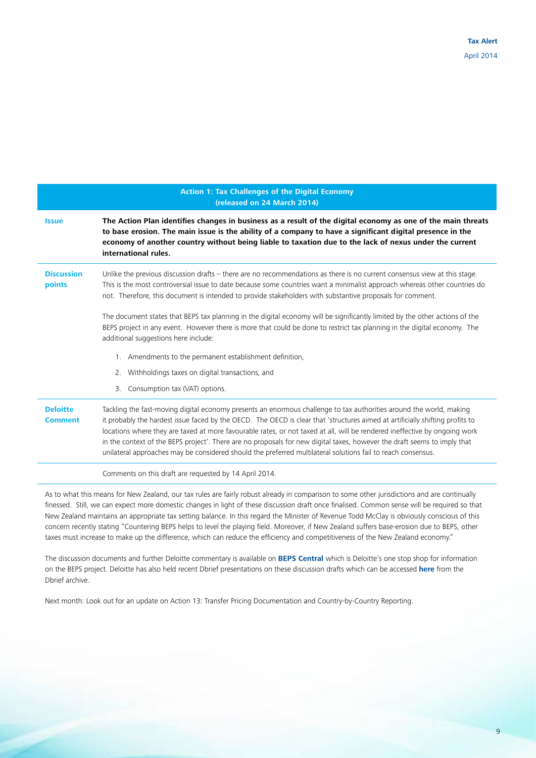| Action 1: Tax Challenges of the Digital Economy (released on 24 March 2014) | |
|---|---|
| **Issue** | **The Action Plan identifies changes in business as a result of the digital economy as one of the main threats to base erosion. The main issue is the ability of a company to have a significant digital presence in the economy of another country without being liable to taxation due to the lack of nexus under the current international rules.** |
| **Discussion points** | Unlike the previous discussion drafts – there are no recommendations as there is no current consensus view at this stage. This is the most controversial issue to date because some countries want a minimalist approach whereas other countries do not. Therefore, this document is intended to provide stakeholders with substantive proposals for comment.<br><br>The document states that BEPS tax planning in the digital economy will be significantly limited by the other actions of the BEPS project in any event. However there is more that could be done to restrict tax planning in the digital economy. The additional suggestions here include:<br><br>1. Amendments to the permanent establishment definition,<br>2. Withholdings taxes on digital transactions, and<br>3. Consumption tax (VAT) options. |
| **Deloitte Comment** | Tackling the fast-moving digital economy presents an enormous challenge to tax authorities around the world, making it probably the hardest issue faced by the OECD. The OECD is clear that 'structures aimed at artificially shifting profits to locations where they are taxed at more favourable rates, or not taxed at all, will be rendered ineffective by ongoing work in the context of the BEPS project'. There are no proposals for new digital taxes, however the draft seems to imply that unilateral approaches may be considered should the preferred multilateral solutions fail to reach consensus. |
| | Comments on this draft are requested by 14 April 2014. |

As to what this means for New Zealand, our tax rules are fairly robust already in comparison to some other jurisdictions and are continually finessed. Still, we can expect more domestic changes in light of these discussion draft once finalised. Common sense will be required so that New Zealand maintains an appropriate tax setting balance. In this regard the Minister of Revenue Todd McClay is obviously conscious of this concern recently stating "Countering BEPS helps to level the playing field. Moreover, if New Zealand suffers base-erosion due to BEPS, other taxes must increase to make up the difference, which can reduce the efficiency and competitiveness of the New Zealand economy."

The discussion documents and further Deloitte commentary is available on **BEPS Central** which is Deloitte's one stop shop for information on the BEPS project. Deloitte has also held recent Dbrief presentations on these discussion drafts which can be accessed **here** from the Dbrief archive.

Next month: Look out for an update on Action 13: Transfer Pricing Documentation and Country-by-Country Reporting.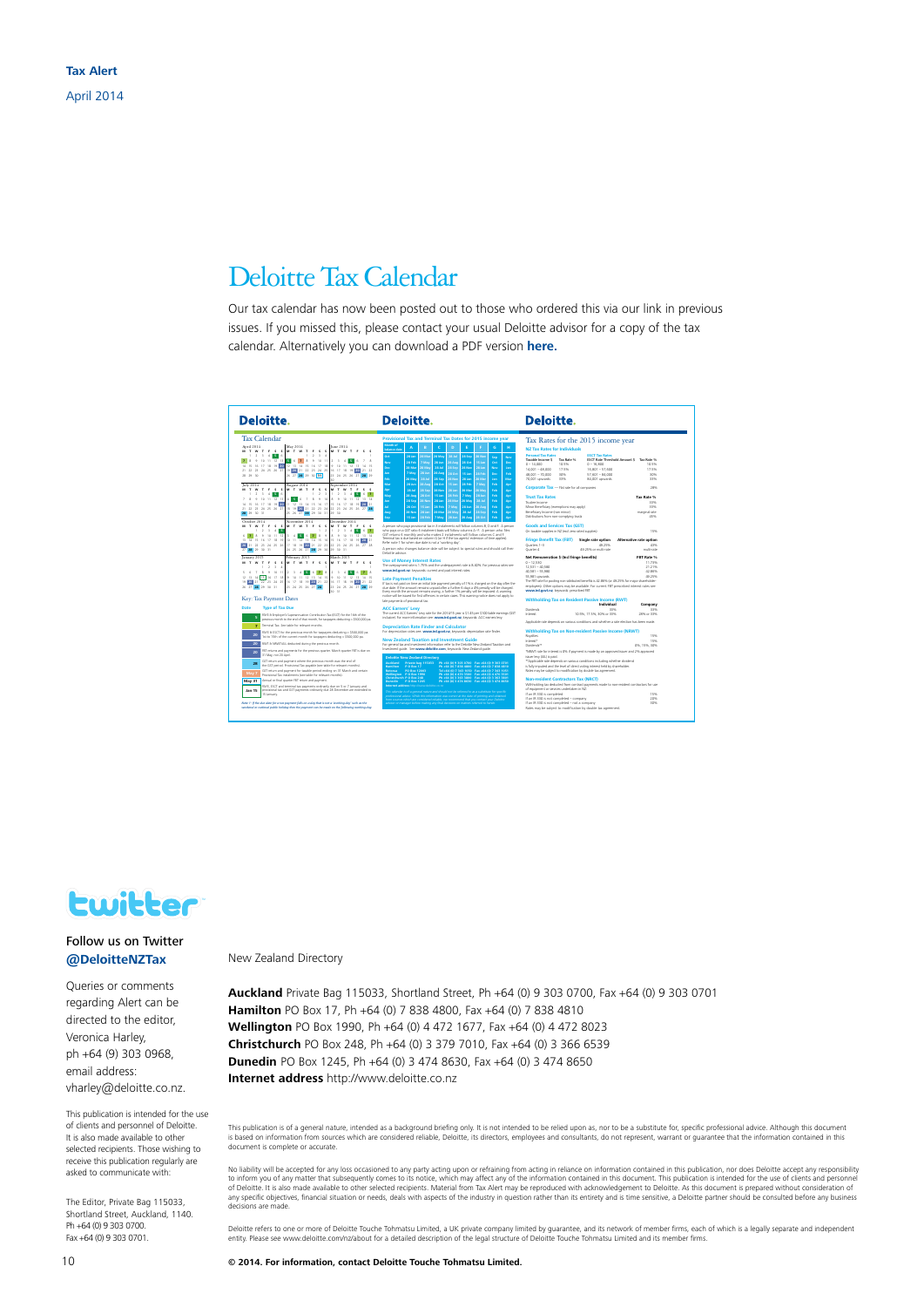**Tax Alert**
April 2014

# Deloitte Tax Calendar

Our tax calendar has now been posted out to those who ordered this via our link in previous issues. If you missed this, please contact your usual Deloitte advisor for a copy of the tax calendar. Alternatively you can download a PDF version **here.**

Follow us on Twitter **@DeloitteNZTax**

Queries or comments regarding Alert can be directed to the editor, Veronica Harley, ph +64 (9) 303 0968, email address: vharley@deloitte.co.nz.

This publication is intended for the use of clients and personnel of Deloitte. It is also made available to other selected recipients. Those wishing to receive this publication regularly are asked to communicate with:

The Editor, Private Bag 115033, Shortland Street, Auckland, 1140.
Ph +64 (0) 9 303 0700.
Fax +64 (0) 9 303 0701.

New Zealand Directory

**Auckland** Private Bag 115033, Shortland Street, Ph +64 (0) 9 303 0700, Fax +64 (0) 9 303 0701
**Hamilton** PO Box 17, Ph +64 (0) 7 838 4800, Fax +64 (0) 7 838 4810
**Wellington** PO Box 1990, Ph +64 (0) 4 472 1677, Fax +64 (0) 4 472 8023
**Christchurch** PO Box 248, Ph +64 (0) 3 379 7010, Fax +64 (0) 3 366 6539
**Dunedin** PO Box 1245, Ph +64 (0) 3 474 8630, Fax +64 (0) 3 474 8650
**Internet address** http://www.deloitte.co.nz

This publication is of a general nature, intended as a background briefing only. It is not intended to be relied upon as, nor to be a substitute for, specific professional advice. Although this document is based on information from sources which are considered reliable, Deloitte, its directors, employees and consultants, do not represent, warrant or guarantee that the information contained in this document is complete or accurate.

No liability will be accepted for any loss occasioned to any party acting upon or refraining from acting in reliance on information contained in this publication, nor does Deloitte accept any responsibility to inform you of any matter that subsequently comes to its notice, which may affect any of the information contained in this document. This publication is intended for the use of clients and personnel of Deloitte. It is also made available to other selected recipients. Material from Tax Alert may be reproduced with acknowledgement to Deloitte. As this document is prepared without consideration of any specific objectives, financial situation or needs, deals with aspects of the industry in question rather than its entirety and is time sensitive, a Deloitte partner should be consulted before any business decisions are made.

Deloitte refers to one or more of Deloitte Touche Tohmatsu Limited, a UK private company limited by guarantee, and its network of member firms, each of which is a legally separate and independent entity. Please see www.deloitte.com/nz/about for a detailed description of the legal structure of Deloitte Touche Tohmatsu Limited and its member firms.

**© 2014. For information, contact Deloitte Touche Tohmatsu Limited.**